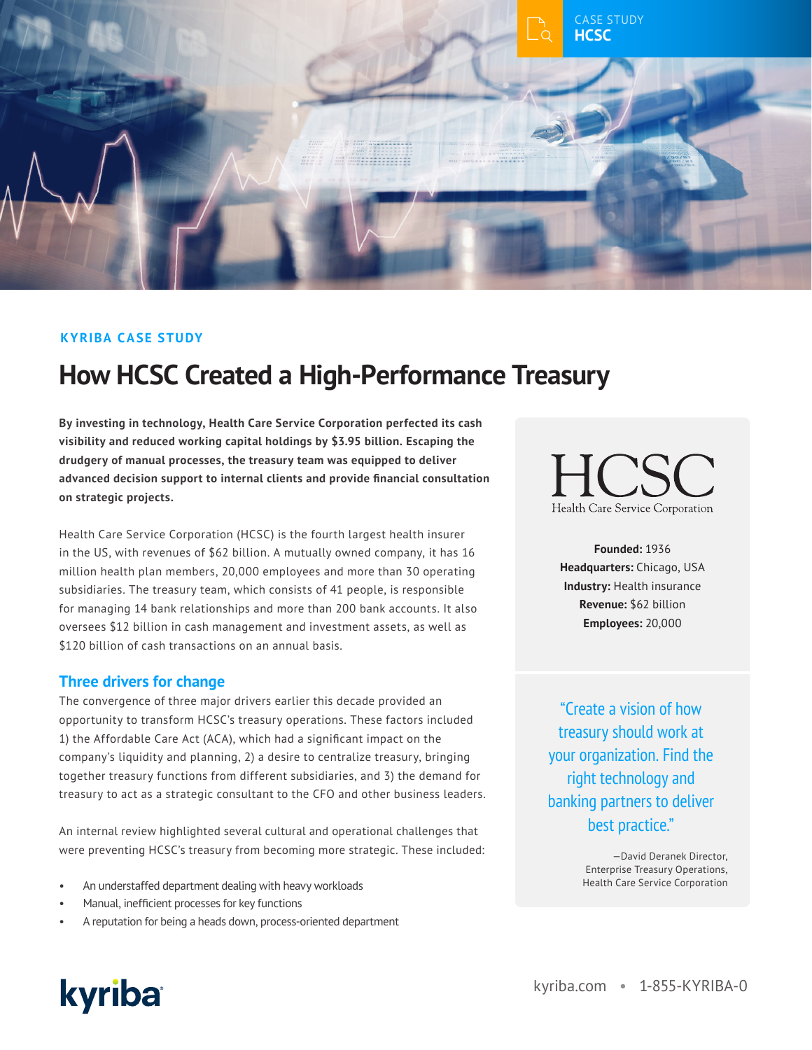CASE STUDY
**HCSC**

**KYRIBA CASE STUDY**

# How HCSC Created a High-Performance Treasury

**By investing in technology, Health Care Service Corporation perfected its cash visibility and reduced working capital holdings by $3.95 billion. Escaping the drudgery of manual processes, the treasury team was equipped to deliver advanced decision support to internal clients and provide financial consultation on strategic projects.**

Health Care Service Corporation (HCSC) is the fourth largest health insurer in the US, with revenues of $62 billion. A mutually owned company, it has 16 million health plan members, 20,000 employees and more than 30 operating subsidiaries. The treasury team, which consists of 41 people, is responsible for managing 14 bank relationships and more than 200 bank accounts. It also oversees $12 billion in cash management and investment assets, as well as $120 billion of cash transactions on an annual basis.

## Three drivers for change

The convergence of three major drivers earlier this decade provided an opportunity to transform HCSC's treasury operations. These factors included 1) the Affordable Care Act (ACA), which had a significant impact on the company's liquidity and planning, 2) a desire to centralize treasury, bringing together treasury functions from different subsidiaries, and 3) the demand for treasury to act as a strategic consultant to the CFO and other business leaders.

An internal review highlighted several cultural and operational challenges that were preventing HCSC's treasury from becoming more strategic. These included:

- An understaffed department dealing with heavy workloads
- Manual, inefficient processes for key functions
- A reputation for being a heads down, process-oriented department

HCSC
Health Care Service Corporation

**Founded:** 1936
**Headquarters:** Chicago, USA
**Industry:** Health insurance
**Revenue:** $62 billion
**Employees:** 20,000

> "Create a vision of how treasury should work at your organization. Find the right technology and banking partners to deliver best practice."
>
> —David Deranek Director, Enterprise Treasury Operations, Health Care Service Corporation

kyriba

kyriba.com • 1-855-KYRIBA-0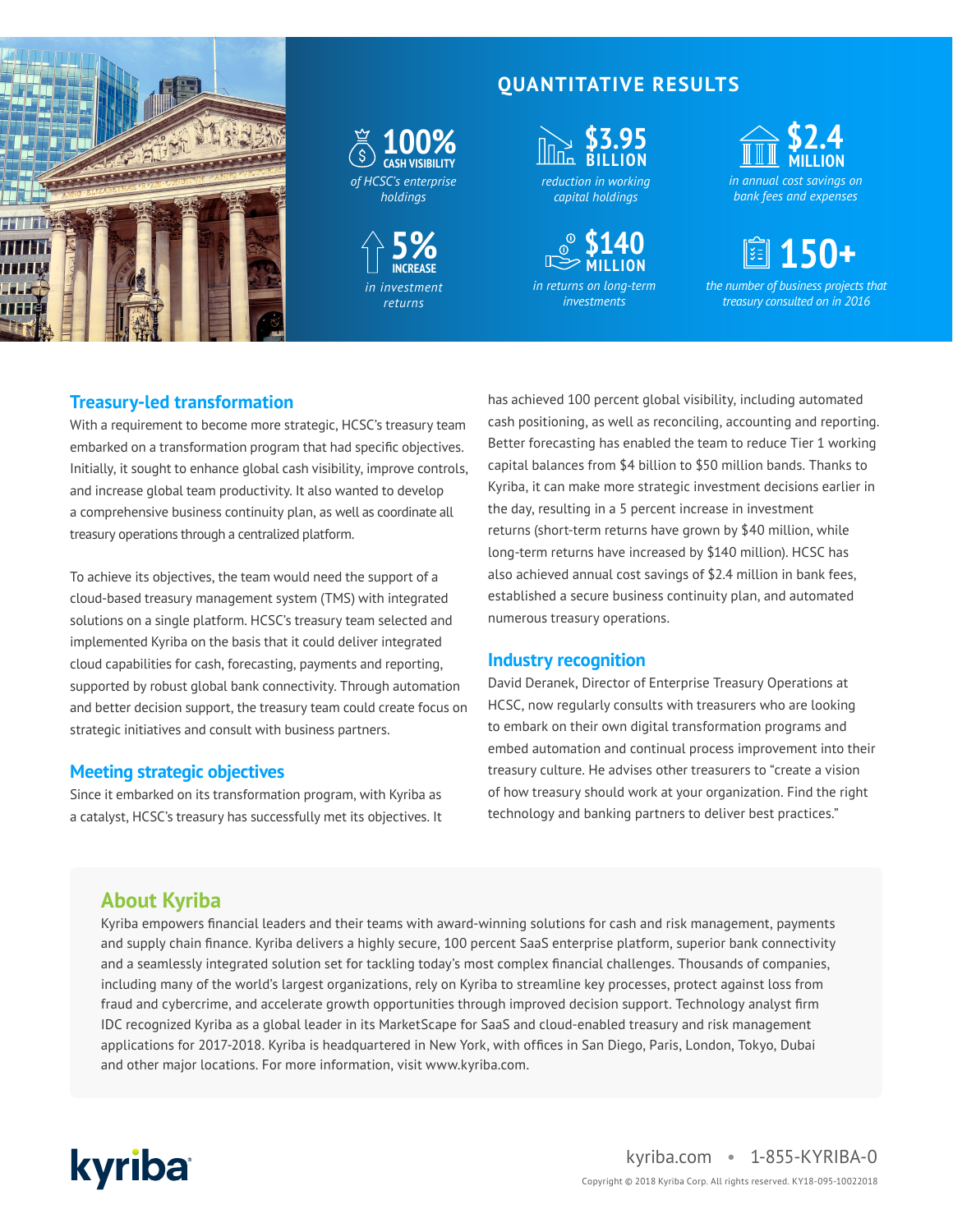## QUANTITATIVE RESULTS

**100%** CASH VISIBILITY
*of HCSC's enterprise holdings*

**$3.95** BILLION
*reduction in working capital holdings*

**$2.4** MILLION
*in annual cost savings on bank fees and expenses*

**5%** INCREASE
*in investment returns*

**$140** MILLION
*in returns on long-term investments*

**150+**
*the number of business projects that treasury consulted on in 2016*

## Treasury-led transformation

With a requirement to become more strategic, HCSC's treasury team embarked on a transformation program that had specific objectives. Initially, it sought to enhance global cash visibility, improve controls, and increase global team productivity. It also wanted to develop a comprehensive business continuity plan, as well as coordinate all treasury operations through a centralized platform.

To achieve its objectives, the team would need the support of a cloud-based treasury management system (TMS) with integrated solutions on a single platform. HCSC's treasury team selected and implemented Kyriba on the basis that it could deliver integrated cloud capabilities for cash, forecasting, payments and reporting, supported by robust global bank connectivity. Through automation and better decision support, the treasury team could create focus on strategic initiatives and consult with business partners.

## Meeting strategic objectives

Since it embarked on its transformation program, with Kyriba as a catalyst, HCSC's treasury has successfully met its objectives. It has achieved 100 percent global visibility, including automated cash positioning, as well as reconciling, accounting and reporting. Better forecasting has enabled the team to reduce Tier 1 working capital balances from $4 billion to $50 million bands. Thanks to Kyriba, it can make more strategic investment decisions earlier in the day, resulting in a 5 percent increase in investment returns (short-term returns have grown by $40 million, while long-term returns have increased by $140 million). HCSC has also achieved annual cost savings of $2.4 million in bank fees, established a secure business continuity plan, and automated numerous treasury operations.

## Industry recognition

David Deranek, Director of Enterprise Treasury Operations at HCSC, now regularly consults with treasurers who are looking to embark on their own digital transformation programs and embed automation and continual process improvement into their treasury culture. He advises other treasurers to "create a vision of how treasury should work at your organization. Find the right technology and banking partners to deliver best practices."

## About Kyriba

Kyriba empowers financial leaders and their teams with award-winning solutions for cash and risk management, payments and supply chain finance. Kyriba delivers a highly secure, 100 percent SaaS enterprise platform, superior bank connectivity and a seamlessly integrated solution set for tackling today's most complex financial challenges. Thousands of companies, including many of the world's largest organizations, rely on Kyriba to streamline key processes, protect against loss from fraud and cybercrime, and accelerate growth opportunities through improved decision support. Technology analyst firm IDC recognized Kyriba as a global leader in its MarketScape for SaaS and cloud-enabled treasury and risk management applications for 2017-2018. Kyriba is headquartered in New York, with offices in San Diego, Paris, London, Tokyo, Dubai and other major locations. For more information, visit www.kyriba.com.

kyriba

kyriba.com • 1-855-KYRIBA-0

Copyright © 2018 Kyriba Corp. All rights reserved. KY18-095-10022018